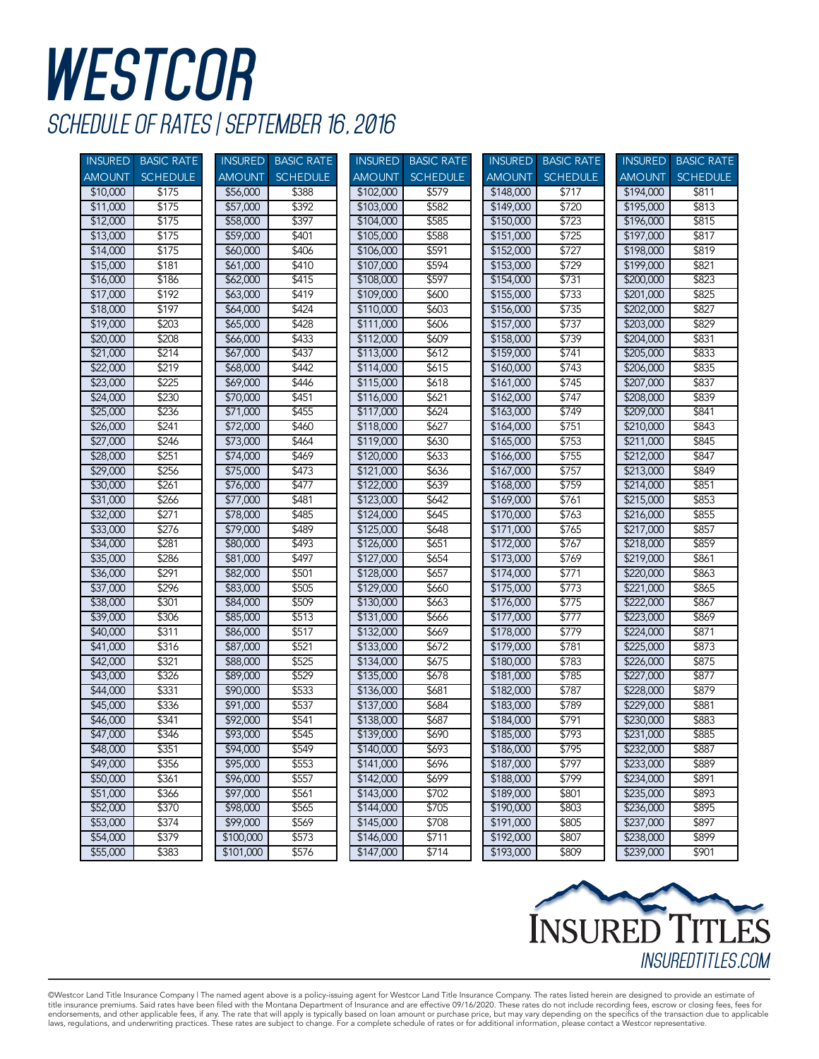# WESTCOR

## SCHEDULE OF RATES | SEPTEMBER 16, 2016

| INSURED AMOUNT | BASIC RATE SCHEDULE |
|---|---|
| $10,000 | $175 |
| $11,000 | $175 |
| $12,000 | $175 |
| $13,000 | $175 |
| $14,000 | $175 |
| $15,000 | $181 |
| $16,000 | $186 |
| $17,000 | $192 |
| $18,000 | $197 |
| $19,000 | $203 |
| $20,000 | $208 |
| $21,000 | $214 |
| $22,000 | $219 |
| $23,000 | $225 |
| $24,000 | $230 |
| $25,000 | $236 |
| $26,000 | $241 |
| $27,000 | $246 |
| $28,000 | $251 |
| $29,000 | $256 |
| $30,000 | $261 |
| $31,000 | $266 |
| $32,000 | $271 |
| $33,000 | $276 |
| $34,000 | $281 |
| $35,000 | $286 |
| $36,000 | $291 |
| $37,000 | $296 |
| $38,000 | $301 |
| $39,000 | $306 |
| $40,000 | $311 |
| $41,000 | $316 |
| $42,000 | $321 |
| $43,000 | $326 |
| $44,000 | $331 |
| $45,000 | $336 |
| $46,000 | $341 |
| $47,000 | $346 |
| $48,000 | $351 |
| $49,000 | $356 |
| $50,000 | $361 |
| $51,000 | $366 |
| $52,000 | $370 |
| $53,000 | $374 |
| $54,000 | $379 |
| $55,000 | $383 |
| $56,000 | $388 |
| $57,000 | $392 |
| $58,000 | $397 |
| $59,000 | $401 |
| $60,000 | $406 |
| $61,000 | $410 |
| $62,000 | $415 |
| $63,000 | $419 |
| $64,000 | $424 |
| $65,000 | $428 |
| $66,000 | $433 |
| $67,000 | $437 |
| $68,000 | $442 |
| $69,000 | $446 |
| $70,000 | $451 |
| $71,000 | $455 |
| $72,000 | $460 |
| $73,000 | $464 |
| $74,000 | $469 |
| $75,000 | $473 |
| $76,000 | $477 |
| $77,000 | $481 |
| $78,000 | $485 |
| $79,000 | $489 |
| $80,000 | $493 |
| $81,000 | $497 |
| $82,000 | $501 |
| $83,000 | $505 |
| $84,000 | $509 |
| $85,000 | $513 |
| $86,000 | $517 |
| $87,000 | $521 |
| $88,000 | $525 |
| $89,000 | $529 |
| $90,000 | $533 |
| $91,000 | $537 |
| $92,000 | $541 |
| $93,000 | $545 |
| $94,000 | $549 |
| $95,000 | $553 |
| $96,000 | $557 |
| $97,000 | $561 |
| $98,000 | $565 |
| $99,000 | $569 |
| $100,000 | $573 |
| $101,000 | $576 |
| $102,000 | $579 |
| $103,000 | $582 |
| $104,000 | $585 |
| $105,000 | $588 |
| $106,000 | $591 |
| $107,000 | $594 |
| $108,000 | $597 |
| $109,000 | $600 |
| $110,000 | $603 |
| $111,000 | $606 |
| $112,000 | $609 |
| $113,000 | $612 |
| $114,000 | $615 |
| $115,000 | $618 |
| $116,000 | $621 |
| $117,000 | $624 |
| $118,000 | $627 |
| $119,000 | $630 |
| $120,000 | $633 |
| $121,000 | $636 |
| $122,000 | $639 |
| $123,000 | $642 |
| $124,000 | $645 |
| $125,000 | $648 |
| $126,000 | $651 |
| $127,000 | $654 |
| $128,000 | $657 |
| $129,000 | $660 |
| $130,000 | $663 |
| $131,000 | $666 |
| $132,000 | $669 |
| $133,000 | $672 |
| $134,000 | $675 |
| $135,000 | $678 |
| $136,000 | $681 |
| $137,000 | $684 |
| $138,000 | $687 |
| $139,000 | $690 |
| $140,000 | $693 |
| $141,000 | $696 |
| $142,000 | $699 |
| $143,000 | $702 |
| $144,000 | $705 |
| $145,000 | $708 |
| $146,000 | $711 |
| $147,000 | $714 |
| $148,000 | $717 |
| $149,000 | $720 |
| $150,000 | $723 |
| $151,000 | $725 |
| $152,000 | $727 |
| $153,000 | $729 |
| $154,000 | $731 |
| $155,000 | $733 |
| $156,000 | $735 |
| $157,000 | $737 |
| $158,000 | $739 |
| $159,000 | $741 |
| $160,000 | $743 |
| $161,000 | $745 |
| $162,000 | $747 |
| $163,000 | $749 |
| $164,000 | $751 |
| $165,000 | $753 |
| $166,000 | $755 |
| $167,000 | $757 |
| $168,000 | $759 |
| $169,000 | $761 |
| $170,000 | $763 |
| $171,000 | $765 |
| $172,000 | $767 |
| $173,000 | $769 |
| $174,000 | $771 |
| $175,000 | $773 |
| $176,000 | $775 |
| $177,000 | $777 |
| $178,000 | $779 |
| $179,000 | $781 |
| $180,000 | $783 |
| $181,000 | $785 |
| $182,000 | $787 |
| $183,000 | $789 |
| $184,000 | $791 |
| $185,000 | $793 |
| $186,000 | $795 |
| $187,000 | $797 |
| $188,000 | $799 |
| $189,000 | $801 |
| $190,000 | $803 |
| $191,000 | $805 |
| $192,000 | $807 |
| $193,000 | $809 |
| $194,000 | $811 |
| $195,000 | $813 |
| $196,000 | $815 |
| $197,000 | $817 |
| $198,000 | $819 |
| $199,000 | $821 |
| $200,000 | $823 |
| $201,000 | $825 |
| $202,000 | $827 |
| $203,000 | $829 |
| $204,000 | $831 |
| $205,000 | $833 |
| $206,000 | $835 |
| $207,000 | $837 |
| $208,000 | $839 |
| $209,000 | $841 |
| $210,000 | $843 |
| $211,000 | $845 |
| $212,000 | $847 |
| $213,000 | $849 |
| $214,000 | $851 |
| $215,000 | $853 |
| $216,000 | $855 |
| $217,000 | $857 |
| $218,000 | $859 |
| $219,000 | $861 |
| $220,000 | $863 |
| $221,000 | $865 |
| $222,000 | $867 |
| $223,000 | $869 |
| $224,000 | $871 |
| $225,000 | $873 |
| $226,000 | $875 |
| $227,000 | $877 |
| $228,000 | $879 |
| $229,000 | $881 |
| $230,000 | $883 |
| $231,000 | $885 |
| $232,000 | $887 |
| $233,000 | $889 |
| $234,000 | $891 |
| $235,000 | $893 |
| $236,000 | $895 |
| $237,000 | $897 |
| $238,000 | $899 |
| $239,000 | $901 |

INSURED TITLES

INSUREDTITLES.COM

©Westcor Land Title Insurance Company | The named agent above is a policy-issuing agent for Westcor Land Title Insurance Company. The rates listed herein are designed to provide an estimate of title insurance premiums. Said rates have been filed with the Montana Department of Insurance and are effective 09/16/2020. These rates do not include recording fees, escrow or closing fees, fees for endorsements, and other applicable fees, if any. The rate that will apply is typically based on loan amount or purchase price, but may vary depending on the specifics of the transaction due to applicable laws, regulations, and underwriting practices. These rates are subject to change. For a complete schedule of rates or for additional information, please contact a Westcor representative.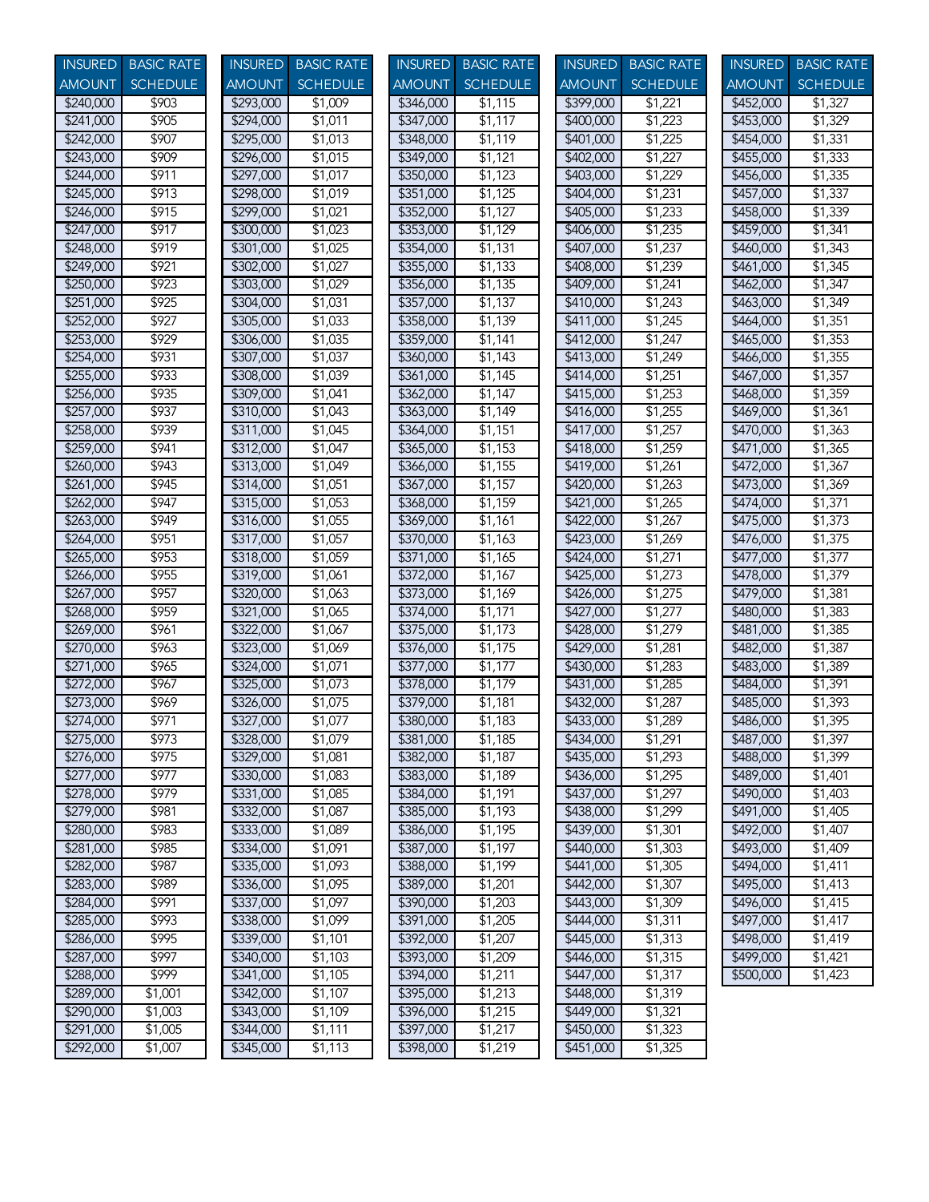| INSURED AMOUNT | BASIC RATE SCHEDULE |
|---|---|
| $240,000 | $903 |
| $241,000 | $905 |
| $242,000 | $907 |
| $243,000 | $909 |
| $244,000 | $911 |
| $245,000 | $913 |
| $246,000 | $915 |
| $247,000 | $917 |
| $248,000 | $919 |
| $249,000 | $921 |
| $250,000 | $923 |
| $251,000 | $925 |
| $252,000 | $927 |
| $253,000 | $929 |
| $254,000 | $931 |
| $255,000 | $933 |
| $256,000 | $935 |
| $257,000 | $937 |
| $258,000 | $939 |
| $259,000 | $941 |
| $260,000 | $943 |
| $261,000 | $945 |
| $262,000 | $947 |
| $263,000 | $949 |
| $264,000 | $951 |
| $265,000 | $953 |
| $266,000 | $955 |
| $267,000 | $957 |
| $268,000 | $959 |
| $269,000 | $961 |
| $270,000 | $963 |
| $271,000 | $965 |
| $272,000 | $967 |
| $273,000 | $969 |
| $274,000 | $971 |
| $275,000 | $973 |
| $276,000 | $975 |
| $277,000 | $977 |
| $278,000 | $979 |
| $279,000 | $981 |
| $280,000 | $983 |
| $281,000 | $985 |
| $282,000 | $987 |
| $283,000 | $989 |
| $284,000 | $991 |
| $285,000 | $993 |
| $286,000 | $995 |
| $287,000 | $997 |
| $288,000 | $999 |
| $289,000 | $1,001 |
| $290,000 | $1,003 |
| $291,000 | $1,005 |
| $292,000 | $1,007 |

| INSURED AMOUNT | BASIC RATE SCHEDULE |
|---|---|
| $293,000 | $1,009 |
| $294,000 | $1,011 |
| $295,000 | $1,013 |
| $296,000 | $1,015 |
| $297,000 | $1,017 |
| $298,000 | $1,019 |
| $299,000 | $1,021 |
| $300,000 | $1,023 |
| $301,000 | $1,025 |
| $302,000 | $1,027 |
| $303,000 | $1,029 |
| $304,000 | $1,031 |
| $305,000 | $1,033 |
| $306,000 | $1,035 |
| $307,000 | $1,037 |
| $308,000 | $1,039 |
| $309,000 | $1,041 |
| $310,000 | $1,043 |
| $311,000 | $1,045 |
| $312,000 | $1,047 |
| $313,000 | $1,049 |
| $314,000 | $1,051 |
| $315,000 | $1,053 |
| $316,000 | $1,055 |
| $317,000 | $1,057 |
| $318,000 | $1,059 |
| $319,000 | $1,061 |
| $320,000 | $1,063 |
| $321,000 | $1,065 |
| $322,000 | $1,067 |
| $323,000 | $1,069 |
| $324,000 | $1,071 |
| $325,000 | $1,073 |
| $326,000 | $1,075 |
| $327,000 | $1,077 |
| $328,000 | $1,079 |
| $329,000 | $1,081 |
| $330,000 | $1,083 |
| $331,000 | $1,085 |
| $332,000 | $1,087 |
| $333,000 | $1,089 |
| $334,000 | $1,091 |
| $335,000 | $1,093 |
| $336,000 | $1,095 |
| $337,000 | $1,097 |
| $338,000 | $1,099 |
| $339,000 | $1,101 |
| $340,000 | $1,103 |
| $341,000 | $1,105 |
| $342,000 | $1,107 |
| $343,000 | $1,109 |
| $344,000 | $1,111 |
| $345,000 | $1,113 |

| INSURED AMOUNT | BASIC RATE SCHEDULE |
|---|---|
| $346,000 | $1,115 |
| $347,000 | $1,117 |
| $348,000 | $1,119 |
| $349,000 | $1,121 |
| $350,000 | $1,123 |
| $351,000 | $1,125 |
| $352,000 | $1,127 |
| $353,000 | $1,129 |
| $354,000 | $1,131 |
| $355,000 | $1,133 |
| $356,000 | $1,135 |
| $357,000 | $1,137 |
| $358,000 | $1,139 |
| $359,000 | $1,141 |
| $360,000 | $1,143 |
| $361,000 | $1,145 |
| $362,000 | $1,147 |
| $363,000 | $1,149 |
| $364,000 | $1,151 |
| $365,000 | $1,153 |
| $366,000 | $1,155 |
| $367,000 | $1,157 |
| $368,000 | $1,159 |
| $369,000 | $1,161 |
| $370,000 | $1,163 |
| $371,000 | $1,165 |
| $372,000 | $1,167 |
| $373,000 | $1,169 |
| $374,000 | $1,171 |
| $375,000 | $1,173 |
| $376,000 | $1,175 |
| $377,000 | $1,177 |
| $378,000 | $1,179 |
| $379,000 | $1,181 |
| $380,000 | $1,183 |
| $381,000 | $1,185 |
| $382,000 | $1,187 |
| $383,000 | $1,189 |
| $384,000 | $1,191 |
| $385,000 | $1,193 |
| $386,000 | $1,195 |
| $387,000 | $1,197 |
| $388,000 | $1,199 |
| $389,000 | $1,201 |
| $390,000 | $1,203 |
| $391,000 | $1,205 |
| $392,000 | $1,207 |
| $393,000 | $1,209 |
| $394,000 | $1,211 |
| $395,000 | $1,213 |
| $396,000 | $1,215 |
| $397,000 | $1,217 |
| $398,000 | $1,219 |

| INSURED AMOUNT | BASIC RATE SCHEDULE |
|---|---|
| $399,000 | $1,221 |
| $400,000 | $1,223 |
| $401,000 | $1,225 |
| $402,000 | $1,227 |
| $403,000 | $1,229 |
| $404,000 | $1,231 |
| $405,000 | $1,233 |
| $406,000 | $1,235 |
| $407,000 | $1,237 |
| $408,000 | $1,239 |
| $409,000 | $1,241 |
| $410,000 | $1,243 |
| $411,000 | $1,245 |
| $412,000 | $1,247 |
| $413,000 | $1,249 |
| $414,000 | $1,251 |
| $415,000 | $1,253 |
| $416,000 | $1,255 |
| $417,000 | $1,257 |
| $418,000 | $1,259 |
| $419,000 | $1,261 |
| $420,000 | $1,263 |
| $421,000 | $1,265 |
| $422,000 | $1,267 |
| $423,000 | $1,269 |
| $424,000 | $1,271 |
| $425,000 | $1,273 |
| $426,000 | $1,275 |
| $427,000 | $1,277 |
| $428,000 | $1,279 |
| $429,000 | $1,281 |
| $430,000 | $1,283 |
| $431,000 | $1,285 |
| $432,000 | $1,287 |
| $433,000 | $1,289 |
| $434,000 | $1,291 |
| $435,000 | $1,293 |
| $436,000 | $1,295 |
| $437,000 | $1,297 |
| $438,000 | $1,299 |
| $439,000 | $1,301 |
| $440,000 | $1,303 |
| $441,000 | $1,305 |
| $442,000 | $1,307 |
| $443,000 | $1,309 |
| $444,000 | $1,311 |
| $445,000 | $1,313 |
| $446,000 | $1,315 |
| $447,000 | $1,317 |
| $448,000 | $1,319 |
| $449,000 | $1,321 |
| $450,000 | $1,323 |
| $451,000 | $1,325 |

| INSURED AMOUNT | BASIC RATE SCHEDULE |
|---|---|
| $452,000 | $1,327 |
| $453,000 | $1,329 |
| $454,000 | $1,331 |
| $455,000 | $1,333 |
| $456,000 | $1,335 |
| $457,000 | $1,337 |
| $458,000 | $1,339 |
| $459,000 | $1,341 |
| $460,000 | $1,343 |
| $461,000 | $1,345 |
| $462,000 | $1,347 |
| $463,000 | $1,349 |
| $464,000 | $1,351 |
| $465,000 | $1,353 |
| $466,000 | $1,355 |
| $467,000 | $1,357 |
| $468,000 | $1,359 |
| $469,000 | $1,361 |
| $470,000 | $1,363 |
| $471,000 | $1,365 |
| $472,000 | $1,367 |
| $473,000 | $1,369 |
| $474,000 | $1,371 |
| $475,000 | $1,373 |
| $476,000 | $1,375 |
| $477,000 | $1,377 |
| $478,000 | $1,379 |
| $479,000 | $1,381 |
| $480,000 | $1,383 |
| $481,000 | $1,385 |
| $482,000 | $1,387 |
| $483,000 | $1,389 |
| $484,000 | $1,391 |
| $485,000 | $1,393 |
| $486,000 | $1,395 |
| $487,000 | $1,397 |
| $488,000 | $1,399 |
| $489,000 | $1,401 |
| $490,000 | $1,403 |
| $491,000 | $1,405 |
| $492,000 | $1,407 |
| $493,000 | $1,409 |
| $494,000 | $1,411 |
| $495,000 | $1,413 |
| $496,000 | $1,415 |
| $497,000 | $1,417 |
| $498,000 | $1,419 |
| $499,000 | $1,421 |
| $500,000 | $1,423 |